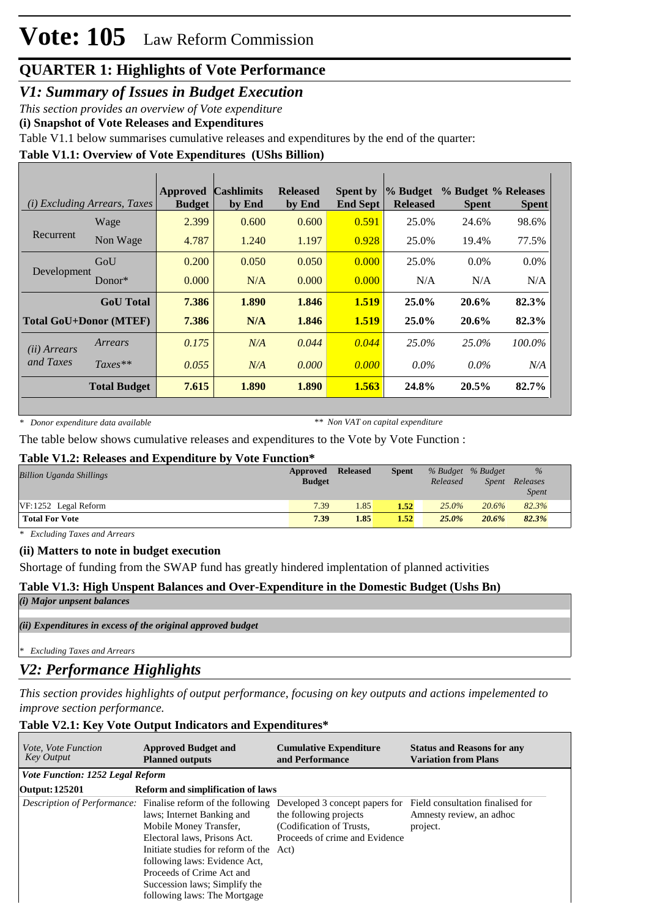# Vote: 105 Law Reform Commission

## QUARTER 1: Highlights of Vote Performance

### *V1: Summary of Issues in Budget Execution*

*This section provides an overview of Vote expenditure*

**(i) Snapshot of Vote Releases and Expenditures**

Table V1.1 below summarises cumulative releases and expenditures by the end of the quarter:

**Table V1.1: Overview of Vote Expenditures (UShs Billion)**

| *(i) Excluding Arrears, Taxes* | | Approved Budget | Cashlimits by End | Released by End | Spent by End Sept | % Budget Released | % Budget Spent | % Releases Spent |
|---|---|---|---|---|---|---|---|---|
| Recurrent | Wage | 2.399 | 0.600 | 0.600 | 0.591 | 25.0% | 24.6% | 98.6% |
| | Non Wage | 4.787 | 1.240 | 1.197 | 0.928 | 25.0% | 19.4% | 77.5% |
| Development | GoU | 0.200 | 0.050 | 0.050 | 0.000 | 25.0% | 0.0% | 0.0% |
| | Donor* | 0.000 | N/A | 0.000 | 0.000 | N/A | N/A | N/A |
| | **GoU Total** | **7.386** | **1.890** | **1.846** | **1.519** | **25.0%** | **20.6%** | **82.3%** |
| **Total GoU+Donor (MTEF)** | | **7.386** | **N/A** | **1.846** | **1.519** | **25.0%** | **20.6%** | **82.3%** |
| *(ii) Arrears and Taxes* | *Arrears* | *0.175* | *N/A* | *0.044* | *0.044* | *25.0%* | *25.0%* | *100.0%* |
| | *Taxes*** | *0.055* | *N/A* | *0.000* | *0.000* | *0.0%* | *0.0%* | *N/A* |
| | **Total Budget** | **7.615** | **1.890** | **1.890** | **1.563** | **24.8%** | **20.5%** | **82.7%** |

*\* Donor expenditure data available* *\*\* Non VAT on capital expenditure*

The table below shows cumulative releases and expenditures to the Vote by Vote Function :

**Table V1.2: Releases and Expenditure by Vote Function***

| *Billion Uganda Shillings* | Approved Budget | Released | Spent | *% Budget Released* | *% Budget Spent* | *% Releases Spent* |
|---|---|---|---|---|---|---|
| VF:1252 Legal Reform | 7.39 | 1.85 | 1.52 | 25.0% | 20.6% | 82.3% |
| **Total For Vote** | **7.39** | **1.85** | **1.52** | **25.0%** | **20.6%** | **82.3%** |

*\* Excluding Taxes and Arrears*

**(ii) Matters to note in budget execution**

Shortage of funding from the SWAP fund has greatly hindered implentation of planned activities

**Table V1.3: High Unspent Balances and Over-Expenditure in the Domestic Budget (Ushs Bn)**

*(i) Major unpsent balances*

*(ii) Expenditures in excess of the original approved budget*

*\* Excluding Taxes and Arrears*

### *V2: Performance Highlights*

*This section provides highlights of output performance, focusing on key outputs and actions impelemented to improve section performance.*

**Table V2.1: Key Vote Output Indicators and Expenditures***

| *Vote, Vote Function Key Output* | Approved Budget and Planned outputs | Cumulative Expenditure and Performance | Status and Reasons for any Variation from Plans |
|---|---|---|---|
| ***Vote Function: 1252 Legal Reform*** | | | |
| **Output: 125201** | **Reform and simplification of laws** | | |
| *Description of Performance:* | Finalise reform of the following laws; Internet Banking and Mobile Money Transfer, Electoral laws, Prisons Act. Initiate studies for reform of the following laws: Evidence Act, Proceeds of Crime Act and Succession laws; Simplify the following laws: The Mortgage | Developed 3 concept papers for the following projects (Codification of Trusts, Proceeds of crime and Evidence Act) | Field consultation finalised for Amnesty review, an adhoc project. |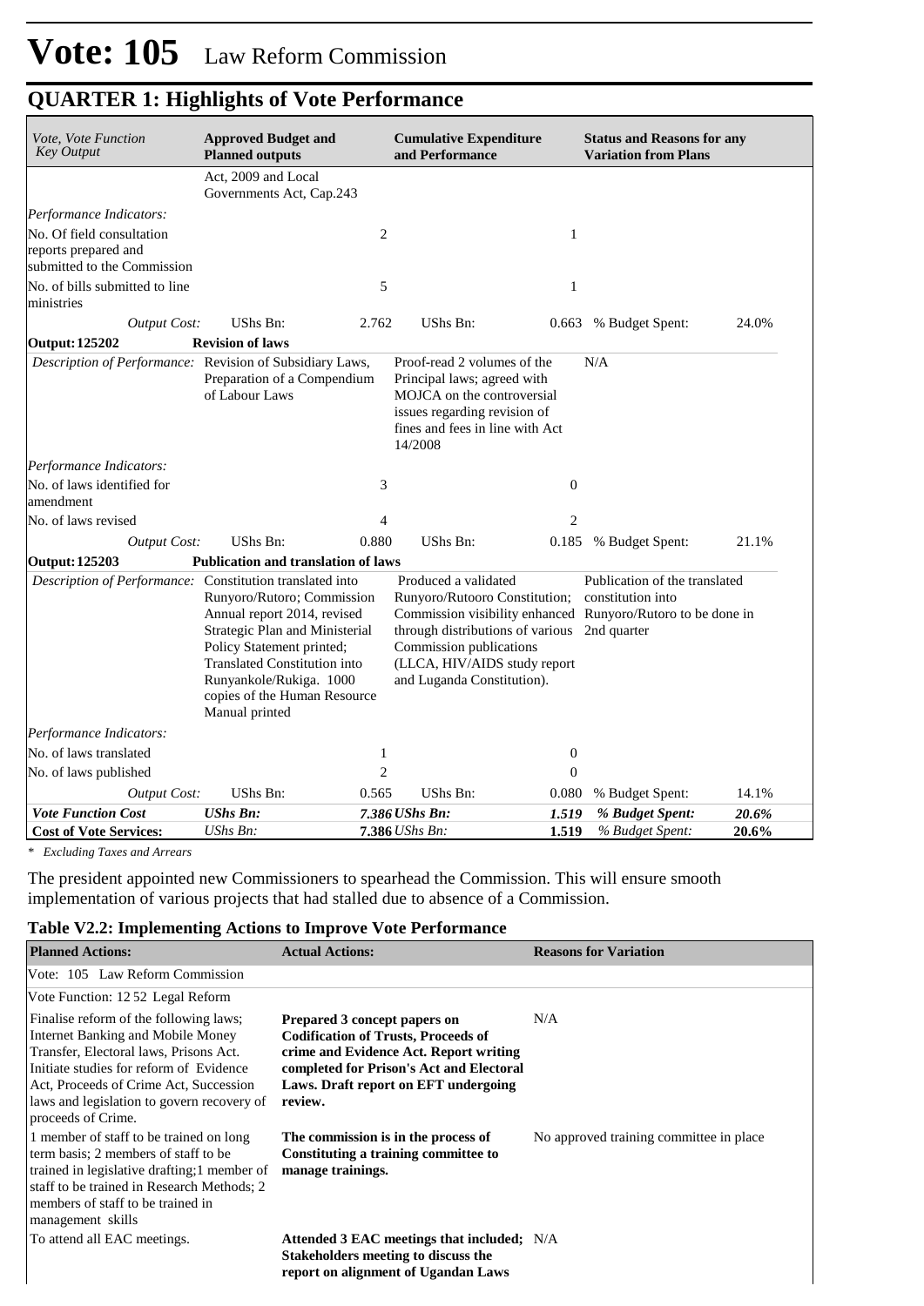# Vote: 105 Law Reform Commission

## QUARTER 1: Highlights of Vote Performance

| *Vote, Vote Function Key Output* | **Approved Budget and Planned outputs** | | **Cumulative Expenditure and Performance** | | **Status and Reasons for any Variation from Plans** | |
|---|---|---|---|---|---|---|
| | Act, 2009 and Local Governments Act, Cap.243 | | | | | |
| *Performance Indicators:* | | | | | | |
| No. Of field consultation reports prepared and submitted to the Commission | | 2 | | 1 | | |
| No. of bills submitted to line ministries | | 5 | | 1 | | |
| *Output Cost:* | UShs Bn: | 2.762 | UShs Bn: | 0.663 | % Budget Spent: | 24.0% |
| **Output: 125202** | **Revision of laws** | | | | | |
| *Description of Performance:* | Revision of Subsidiary Laws, Preparation of a Compendium of Labour Laws | | Proof-read 2 volumes of the Principal laws; agreed with MOJCA on the controversial issues regarding revision of fines and fees in line with Act 14/2008 | | N/A | |
| *Performance Indicators:* | | | | | | |
| No. of laws identified for amendment | | 3 | | 0 | | |
| No. of laws revised | | 4 | | 2 | | |
| *Output Cost:* | UShs Bn: | 0.880 | UShs Bn: | 0.185 | % Budget Spent: | 21.1% |
| **Output: 125203** | **Publication and translation of laws** | | | | | |
| *Description of Performance:* | Constitution translated into Runyoro/Rutoro; Commission Annual report 2014, revised Strategic Plan and Ministerial Policy Statement printed; Translated Constitution into Runyankole/Rukiga. 1000 copies of the Human Resource Manual printed | | Produced a validated Runyoro/Rutooro Constitution; Commission visibility enhanced through distributions of various Commission publications (LLCA, HIV/AIDS study report and Luganda Constitution). | | Publication of the translated constitution into Runyoro/Rutoro to be done in 2nd quarter | |
| *Performance Indicators:* | | | | | | |
| No. of laws translated | | 1 | | 0 | | |
| No. of laws published | | 2 | | 0 | | |
| *Output Cost:* | UShs Bn: | 0.565 | UShs Bn: | 0.080 | % Budget Spent: | 14.1% |
| ***Vote Function Cost*** | ***UShs Bn:*** | ***7.386*** | ***UShs Bn:*** | ***1.519*** | ***% Budget Spent:*** | ***20.6%*** |
| **Cost of Vote Services:** | *UShs Bn:* | **7.386** | *UShs Bn:* | **1.519** | *% Budget Spent:* | **20.6%** |

*\* Excluding Taxes and Arrears*

The president appointed new Commissioners to spearhead the Commission. This will ensure smooth implementation of various projects that had stalled due to absence of a Commission.

### Table V2.2: Implementing Actions to Improve Vote Performance

| **Planned Actions:** | **Actual Actions:** | **Reasons for Variation** |
|---|---|---|
| Vote: 105 Law Reform Commission | | |
| Vote Function: 12 52 Legal Reform | | |
| Finalise reform of the following laws; Internet Banking and Mobile Money Transfer, Electoral laws, Prisons Act. Initiate studies for reform of Evidence Act, Proceeds of Crime Act, Succession laws and legislation to govern recovery of proceeds of Crime. | **Prepared 3 concept papers on Codification of Trusts, Proceeds of crime and Evidence Act. Report writing completed for Prison's Act and Electoral Laws. Draft report on EFT undergoing review.** | N/A |
| 1 member of staff to be trained on long term basis; 2 members of staff to be trained in legislative drafting;1 member of staff to be trained in Research Methods; 2 members of staff to be trained in management skills | **The commission is in the process of Constituting a training committee to manage trainings.** | No approved training committee in place |
| To attend all EAC meetings. | **Attended 3 EAC meetings that included; Stakeholders meeting to discuss the report on alignment of Ugandan Laws** | N/A |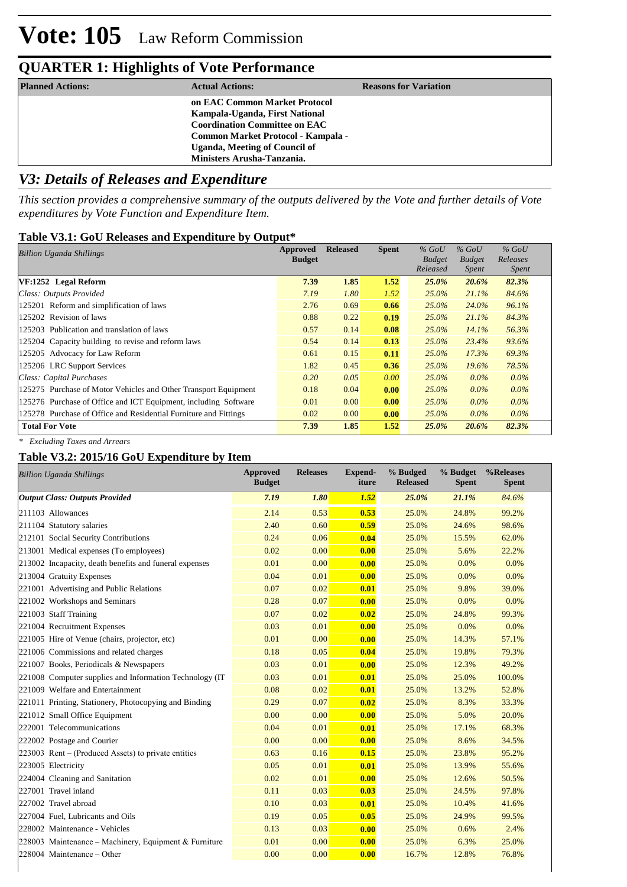# Vote: 105 Law Reform Commission

## QUARTER 1: Highlights of Vote Performance

| Planned Actions: | Actual Actions: | Reasons for Variation |
|---|---|---|
| | **on EAC Common Market Protocol Kampala-Uganda, First National Coordination Committee on EAC Common Market Protocol - Kampala - Uganda, Meeting of Council of Ministers Arusha-Tanzania.** | |

## *V3: Details of Releases and Expenditure*

*This section provides a comprehensive summary of the outputs delivered by the Vote and further details of Vote expenditures by Vote Function and Expenditure Item.*

### Table V3.1: GoU Releases and Expenditure by Output*

| *Billion Uganda Shillings* | Approved Budget | Released | Spent | *% GoU Budget Released* | *% GoU Budget Spent* | *% GoU Releases Spent* |
|---|---|---|---|---|---|---|
| **VF:1252 Legal Reform** | **7.39** | **1.85** | **1.52** | ***25.0%*** | ***20.6%*** | ***82.3%*** |
| *Class: Outputs Provided* | *7.19* | *1.80* | *1.52* | *25.0%* | *21.1%* | *84.6%* |
| 125201 Reform and simplification of laws | 2.76 | 0.69 | **0.66** | *25.0%* | *24.0%* | *96.1%* |
| 125202 Revision of laws | 0.88 | 0.22 | **0.19** | *25.0%* | *21.1%* | *84.3%* |
| 125203 Publication and translation of laws | 0.57 | 0.14 | **0.08** | *25.0%* | *14.1%* | *56.3%* |
| 125204 Capacity building to revise and reform laws | 0.54 | 0.14 | **0.13** | *25.0%* | *23.4%* | *93.6%* |
| 125205 Advocacy for Law Reform | 0.61 | 0.15 | **0.11** | *25.0%* | *17.3%* | *69.3%* |
| 125206 LRC Support Services | 1.82 | 0.45 | **0.36** | *25.0%* | *19.6%* | *78.5%* |
| *Class: Capital Purchases* | *0.20* | *0.05* | *0.00* | *25.0%* | *0.0%* | *0.0%* |
| 125275 Purchase of Motor Vehicles and Other Transport Equipment | 0.18 | 0.04 | **0.00** | *25.0%* | *0.0%* | *0.0%* |
| 125276 Purchase of Office and ICT Equipment, including Software | 0.01 | 0.00 | **0.00** | *25.0%* | *0.0%* | *0.0%* |
| 125278 Purchase of Office and Residential Furniture and Fittings | 0.02 | 0.00 | **0.00** | *25.0%* | *0.0%* | *0.0%* |
| **Total For Vote** | **7.39** | **1.85** | **1.52** | ***25.0%*** | ***20.6%*** | ***82.3%*** |

*\* Excluding Taxes and Arrears*

### Table V3.2: 2015/16 GoU Expenditure by Item

| *Billion Uganda Shillings* | Approved Budget | Releases | Expend-iture | % Budged Released | % Budget Spent | %Releases Spent |
|---|---|---|---|---|---|---|
| ***Output Class: Outputs Provided*** | ***7.19*** | ***1.80*** | ***1.52*** | ***25.0%*** | ***21.1%*** | *84.6%* |
| 211103 Allowances | 2.14 | 0.53 | **0.53** | 25.0% | 24.8% | 99.2% |
| 211104 Statutory salaries | 2.40 | 0.60 | **0.59** | 25.0% | 24.6% | 98.6% |
| 212101 Social Security Contributions | 0.24 | 0.06 | **0.04** | 25.0% | 15.5% | 62.0% |
| 213001 Medical expenses (To employees) | 0.02 | 0.00 | **0.00** | 25.0% | 5.6% | 22.2% |
| 213002 Incapacity, death benefits and funeral expenses | 0.01 | 0.00 | **0.00** | 25.0% | 0.0% | 0.0% |
| 213004 Gratuity Expenses | 0.04 | 0.01 | **0.00** | 25.0% | 0.0% | 0.0% |
| 221001 Advertising and Public Relations | 0.07 | 0.02 | **0.01** | 25.0% | 9.8% | 39.0% |
| 221002 Workshops and Seminars | 0.28 | 0.07 | **0.00** | 25.0% | 0.0% | 0.0% |
| 221003 Staff Training | 0.07 | 0.02 | **0.02** | 25.0% | 24.8% | 99.3% |
| 221004 Recruitment Expenses | 0.03 | 0.01 | **0.00** | 25.0% | 0.0% | 0.0% |
| 221005 Hire of Venue (chairs, projector, etc) | 0.01 | 0.00 | **0.00** | 25.0% | 14.3% | 57.1% |
| 221006 Commissions and related charges | 0.18 | 0.05 | **0.04** | 25.0% | 19.8% | 79.3% |
| 221007 Books, Periodicals & Newspapers | 0.03 | 0.01 | **0.00** | 25.0% | 12.3% | 49.2% |
| 221008 Computer supplies and Information Technology (IT | 0.03 | 0.01 | **0.01** | 25.0% | 25.0% | 100.0% |
| 221009 Welfare and Entertainment | 0.08 | 0.02 | **0.01** | 25.0% | 13.2% | 52.8% |
| 221011 Printing, Stationery, Photocopying and Binding | 0.29 | 0.07 | **0.02** | 25.0% | 8.3% | 33.3% |
| 221012 Small Office Equipment | 0.00 | 0.00 | **0.00** | 25.0% | 5.0% | 20.0% |
| 222001 Telecommunications | 0.04 | 0.01 | **0.01** | 25.0% | 17.1% | 68.3% |
| 222002 Postage and Courier | 0.00 | 0.00 | **0.00** | 25.0% | 8.6% | 34.5% |
| 223003 Rent – (Produced Assets) to private entities | 0.63 | 0.16 | **0.15** | 25.0% | 23.8% | 95.2% |
| 223005 Electricity | 0.05 | 0.01 | **0.01** | 25.0% | 13.9% | 55.6% |
| 224004 Cleaning and Sanitation | 0.02 | 0.01 | **0.00** | 25.0% | 12.6% | 50.5% |
| 227001 Travel inland | 0.11 | 0.03 | **0.03** | 25.0% | 24.5% | 97.8% |
| 227002 Travel abroad | 0.10 | 0.03 | **0.01** | 25.0% | 10.4% | 41.6% |
| 227004 Fuel, Lubricants and Oils | 0.19 | 0.05 | **0.05** | 25.0% | 24.9% | 99.5% |
| 228002 Maintenance - Vehicles | 0.13 | 0.03 | **0.00** | 25.0% | 0.6% | 2.4% |
| 228003 Maintenance – Machinery, Equipment & Furniture | 0.01 | 0.00 | **0.00** | 25.0% | 6.3% | 25.0% |
| 228004 Maintenance – Other | 0.00 | 0.00 | **0.00** | 16.7% | 12.8% | 76.8% |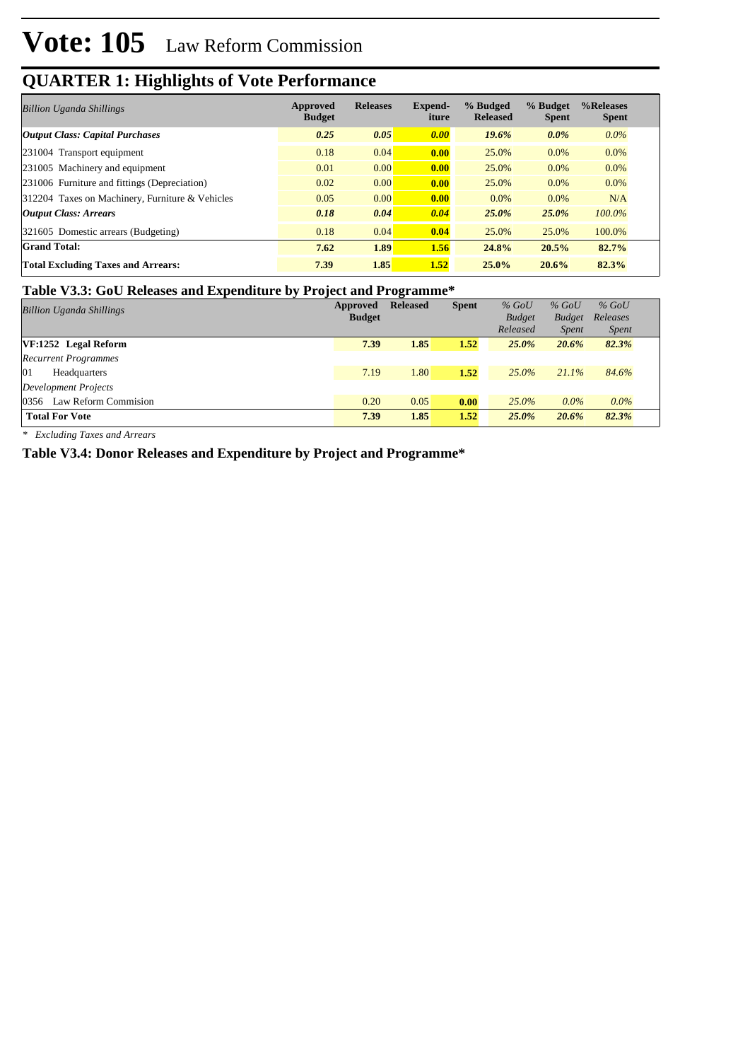# Vote: 105 Law Reform Commission

## QUARTER 1: Highlights of Vote Performance

| *Billion Uganda Shillings* | Approved Budget | Releases | Expend-iture | % Budged Released | % Budget Spent | %Releases Spent |
|---|---|---|---|---|---|---|
| ***Output Class: Capital Purchases*** | ***0.25*** | ***0.05*** | ***0.00*** | ***19.6%*** | ***0.0%*** | *0.0%* |
| 231004 Transport equipment | 0.18 | 0.04 | **0.00** | 25.0% | 0.0% | 0.0% |
| 231005 Machinery and equipment | 0.01 | 0.00 | **0.00** | 25.0% | 0.0% | 0.0% |
| 231006 Furniture and fittings (Depreciation) | 0.02 | 0.00 | **0.00** | 25.0% | 0.0% | 0.0% |
| 312204 Taxes on Machinery, Furniture & Vehicles | 0.05 | 0.00 | **0.00** | 0.0% | 0.0% | N/A |
| ***Output Class: Arrears*** | ***0.18*** | ***0.04*** | ***0.04*** | ***25.0%*** | ***25.0%*** | *100.0%* |
| 321605 Domestic arrears (Budgeting) | 0.18 | 0.04 | **0.04** | 25.0% | 25.0% | 100.0% |
| **Grand Total:** | **7.62** | **1.89** | **1.56** | **24.8%** | **20.5%** | **82.7%** |
| **Total Excluding Taxes and Arrears:** | **7.39** | **1.85** | **1.52** | **25.0%** | **20.6%** | **82.3%** |

### Table V3.3: GoU Releases and Expenditure by Project and Programme*

| *Billion Uganda Shillings* | Approved Budget | Released | Spent | *% GoU Budget Released* | *% GoU Budget Spent* | *% GoU Releases Spent* |
|---|---|---|---|---|---|---|
| **VF:1252 Legal Reform** | **7.39** | **1.85** | **1.52** | ***25.0%*** | ***20.6%*** | ***82.3%*** |
| *Recurrent Programmes* | | | | | | |
| 01 Headquarters | 7.19 | 1.80 | **1.52** | *25.0%* | *21.1%* | *84.6%* |
| *Development Projects* | | | | | | |
| 0356 Law Reform Commision | 0.20 | 0.05 | **0.00** | *25.0%* | *0.0%* | *0.0%* |
| **Total For Vote** | **7.39** | **1.85** | **1.52** | ***25.0%*** | ***20.6%*** | ***82.3%*** |

*\* Excluding Taxes and Arrears*

### Table V3.4: Donor Releases and Expenditure by Project and Programme*